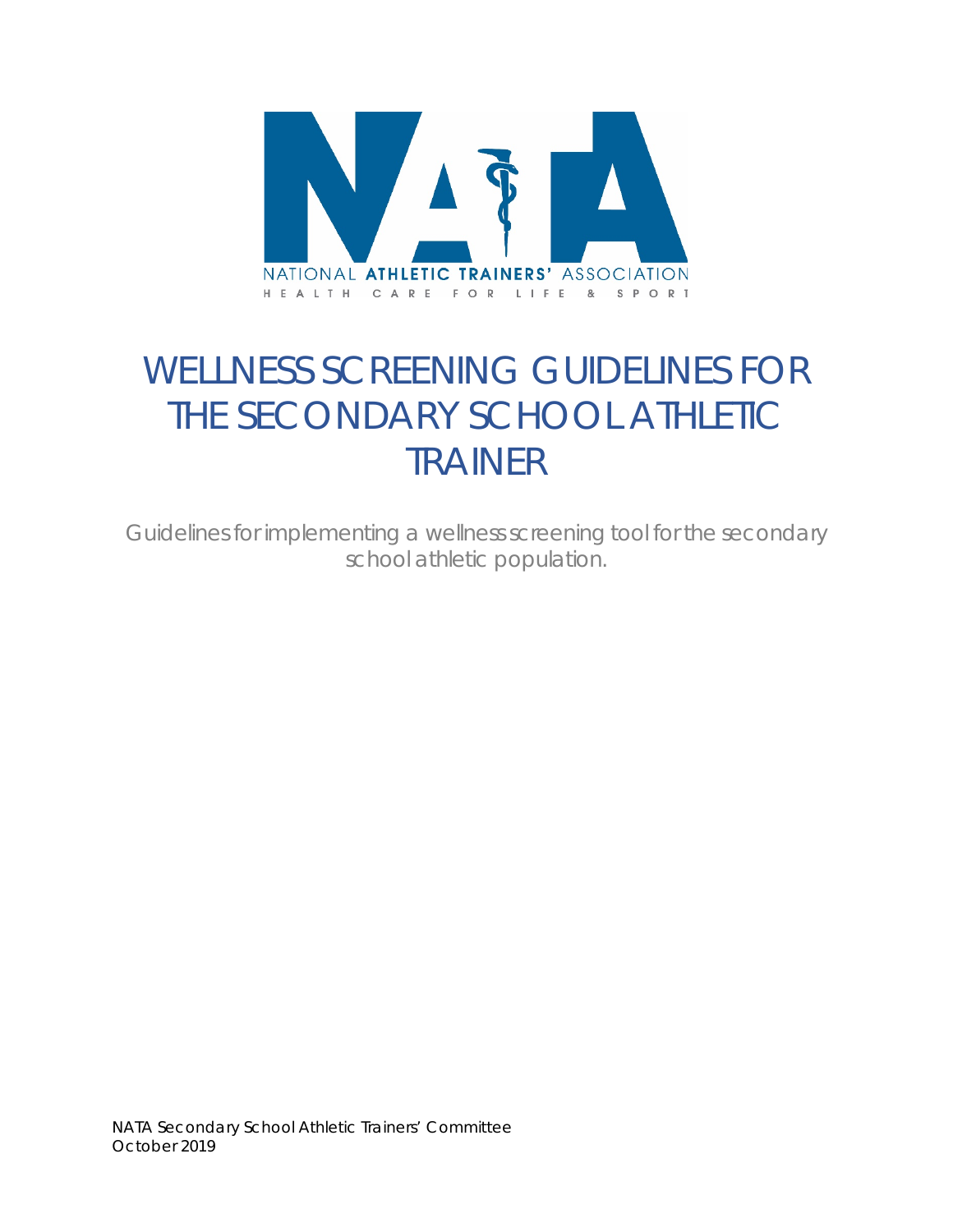NATIONAL ATHLETIC TRAINERS' ASSOCIATION

HEALTH CARE FOR LIFE & SPORT

# WELLNESS SCREENING GUIDELINES FOR THE SECONDARY SCHOOL ATHLETIC TRAINER

Guidelines for implementing a wellness screening tool for the secondary school athletic population.

NATA Secondary School Athletic Trainers' Committee
October 2019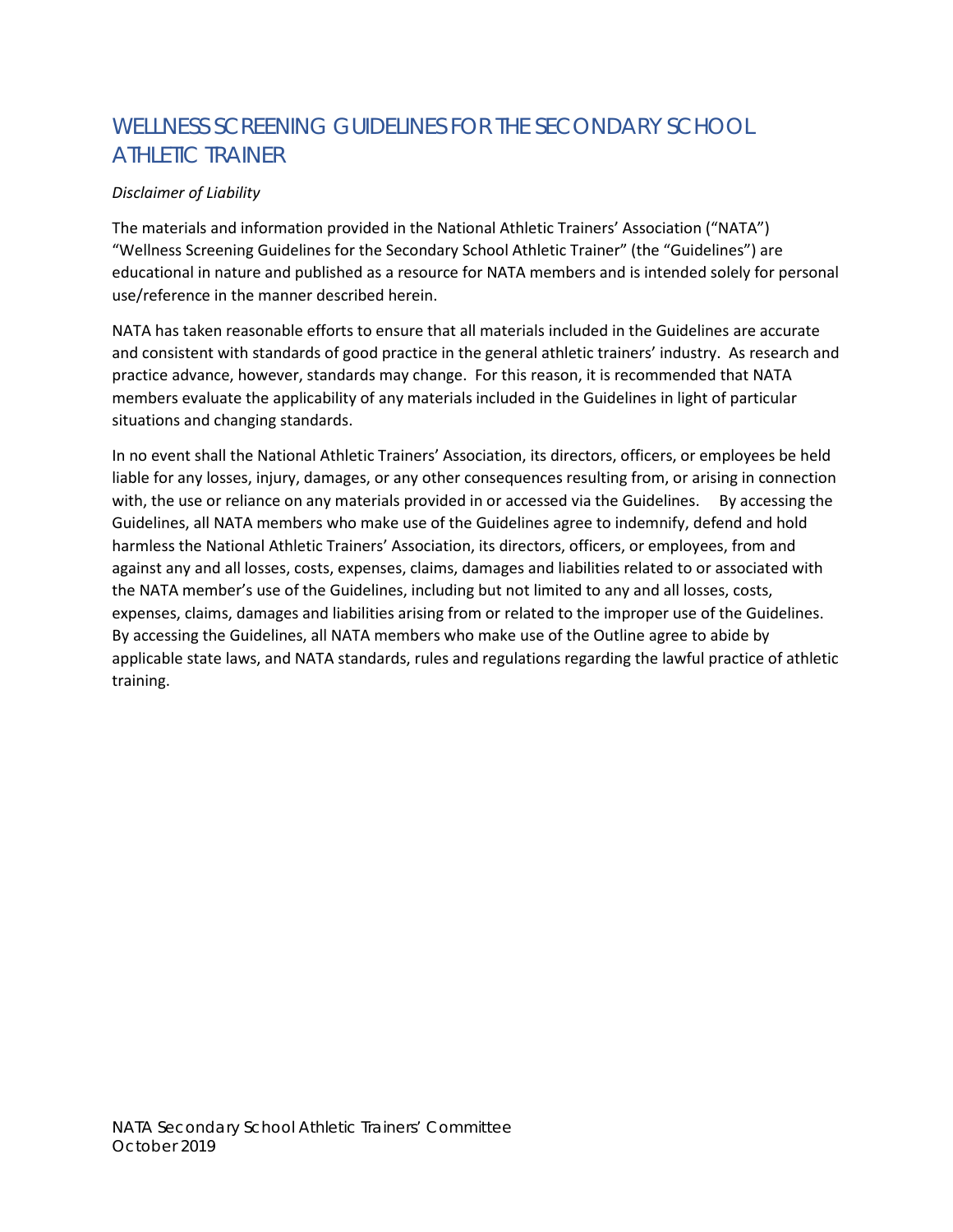# WELLNESS SCREENING GUIDELINES FOR THE SECONDARY SCHOOL ATHLETIC TRAINER

*Disclaimer of Liability*

The materials and information provided in the National Athletic Trainers' Association ("NATA") "Wellness Screening Guidelines for the Secondary School Athletic Trainer" (the "Guidelines") are educational in nature and published as a resource for NATA members and is intended solely for personal use/reference in the manner described herein.

NATA has taken reasonable efforts to ensure that all materials included in the Guidelines are accurate and consistent with standards of good practice in the general athletic trainers' industry. As research and practice advance, however, standards may change. For this reason, it is recommended that NATA members evaluate the applicability of any materials included in the Guidelines in light of particular situations and changing standards.

In no event shall the National Athletic Trainers' Association, its directors, officers, or employees be held liable for any losses, injury, damages, or any other consequences resulting from, or arising in connection with, the use or reliance on any materials provided in or accessed via the Guidelines. By accessing the Guidelines, all NATA members who make use of the Guidelines agree to indemnify, defend and hold harmless the National Athletic Trainers' Association, its directors, officers, or employees, from and against any and all losses, costs, expenses, claims, damages and liabilities related to or associated with the NATA member's use of the Guidelines, including but not limited to any and all losses, costs, expenses, claims, damages and liabilities arising from or related to the improper use of the Guidelines. By accessing the Guidelines, all NATA members who make use of the Outline agree to abide by applicable state laws, and NATA standards, rules and regulations regarding the lawful practice of athletic training.

NATA Secondary School Athletic Trainers' Committee
October 2019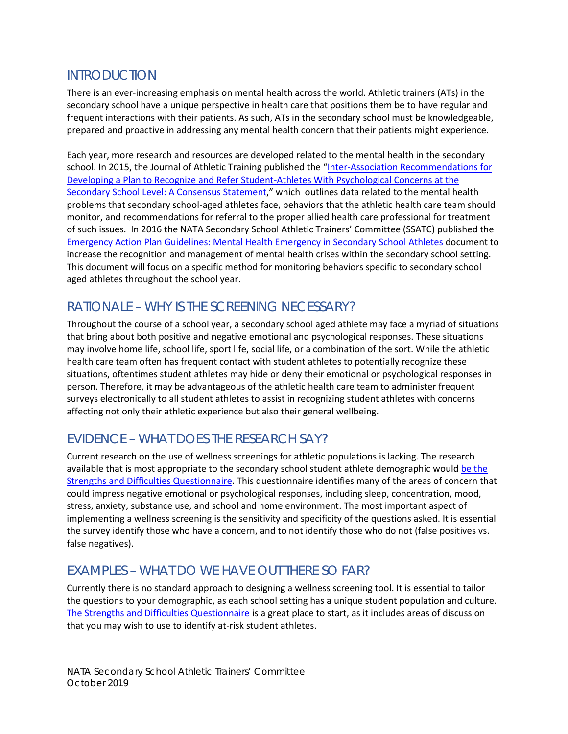## INTRODUCTION

There is an ever-increasing emphasis on mental health across the world. Athletic trainers (ATs) in the secondary school have a unique perspective in health care that positions them be to have regular and frequent interactions with their patients. As such, ATs in the secondary school must be knowledgeable, prepared and proactive in addressing any mental health concern that their patients might experience.

Each year, more research and resources are developed related to the mental health in the secondary school. In 2015, the Journal of Athletic Training published the "Inter-Association Recommendations for Developing a Plan to Recognize and Refer Student-Athletes With Psychological Concerns at the Secondary School Level: A Consensus Statement," which outlines data related to the mental health problems that secondary school-aged athletes face, behaviors that the athletic health care team should monitor, and recommendations for referral to the proper allied health care professional for treatment of such issues. In 2016 the NATA Secondary School Athletic Trainers' Committee (SSATC) published the Emergency Action Plan Guidelines: Mental Health Emergency in Secondary School Athletes document to increase the recognition and management of mental health crises within the secondary school setting. This document will focus on a specific method for monitoring behaviors specific to secondary school aged athletes throughout the school year.

## RATIONALE – WHY IS THE SCREENING NECESSARY?

Throughout the course of a school year, a secondary school aged athlete may face a myriad of situations that bring about both positive and negative emotional and psychological responses. These situations may involve home life, school life, sport life, social life, or a combination of the sort. While the athletic health care team often has frequent contact with student athletes to potentially recognize these situations, oftentimes student athletes may hide or deny their emotional or psychological responses in person. Therefore, it may be advantageous of the athletic health care team to administer frequent surveys electronically to all student athletes to assist in recognizing student athletes with concerns affecting not only their athletic experience but also their general wellbeing.

## EVIDENCE – WHAT DOES THE RESEARCH SAY?

Current research on the use of wellness screenings for athletic populations is lacking. The research available that is most appropriate to the secondary school student athlete demographic would be the Strengths and Difficulties Questionnaire. This questionnaire identifies many of the areas of concern that could impress negative emotional or psychological responses, including sleep, concentration, mood, stress, anxiety, substance use, and school and home environment. The most important aspect of implementing a wellness screening is the sensitivity and specificity of the questions asked. It is essential the survey identify those who have a concern, and to not identify those who do not (false positives vs. false negatives).

## EXAMPLES – WHAT DO WE HAVE OUT THERE SO FAR?

Currently there is no standard approach to designing a wellness screening tool. It is essential to tailor the questions to your demographic, as each school setting has a unique student population and culture. The Strengths and Difficulties Questionnaire is a great place to start, as it includes areas of discussion that you may wish to use to identify at-risk student athletes.

NATA Secondary School Athletic Trainers' Committee
October 2019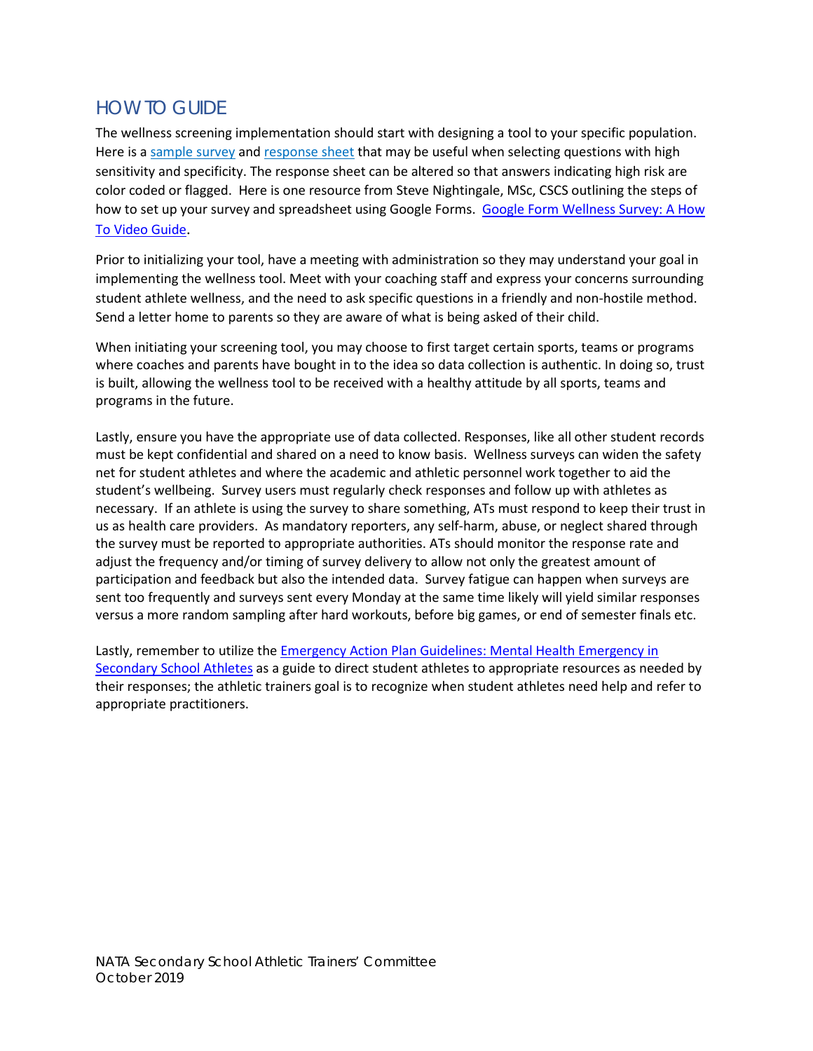## HOW TO GUIDE

The wellness screening implementation should start with designing a tool to your specific population. Here is a sample survey and response sheet that may be useful when selecting questions with high sensitivity and specificity. The response sheet can be altered so that answers indicating high risk are color coded or flagged. Here is one resource from Steve Nightingale, MSc, CSCS outlining the steps of how to set up your survey and spreadsheet using Google Forms. Google Form Wellness Survey: A How To Video Guide.

Prior to initializing your tool, have a meeting with administration so they may understand your goal in implementing the wellness tool. Meet with your coaching staff and express your concerns surrounding student athlete wellness, and the need to ask specific questions in a friendly and non-hostile method. Send a letter home to parents so they are aware of what is being asked of their child.

When initiating your screening tool, you may choose to first target certain sports, teams or programs where coaches and parents have bought in to the idea so data collection is authentic. In doing so, trust is built, allowing the wellness tool to be received with a healthy attitude by all sports, teams and programs in the future.

Lastly, ensure you have the appropriate use of data collected. Responses, like all other student records must be kept confidential and shared on a need to know basis. Wellness surveys can widen the safety net for student athletes and where the academic and athletic personnel work together to aid the student's wellbeing. Survey users must regularly check responses and follow up with athletes as necessary. If an athlete is using the survey to share something, ATs must respond to keep their trust in us as health care providers. As mandatory reporters, any self-harm, abuse, or neglect shared through the survey must be reported to appropriate authorities. ATs should monitor the response rate and adjust the frequency and/or timing of survey delivery to allow not only the greatest amount of participation and feedback but also the intended data. Survey fatigue can happen when surveys are sent too frequently and surveys sent every Monday at the same time likely will yield similar responses versus a more random sampling after hard workouts, before big games, or end of semester finals etc.

Lastly, remember to utilize the Emergency Action Plan Guidelines: Mental Health Emergency in Secondary School Athletes as a guide to direct student athletes to appropriate resources as needed by their responses; the athletic trainers goal is to recognize when student athletes need help and refer to appropriate practitioners.

NATA Secondary School Athletic Trainers' Committee
October 2019